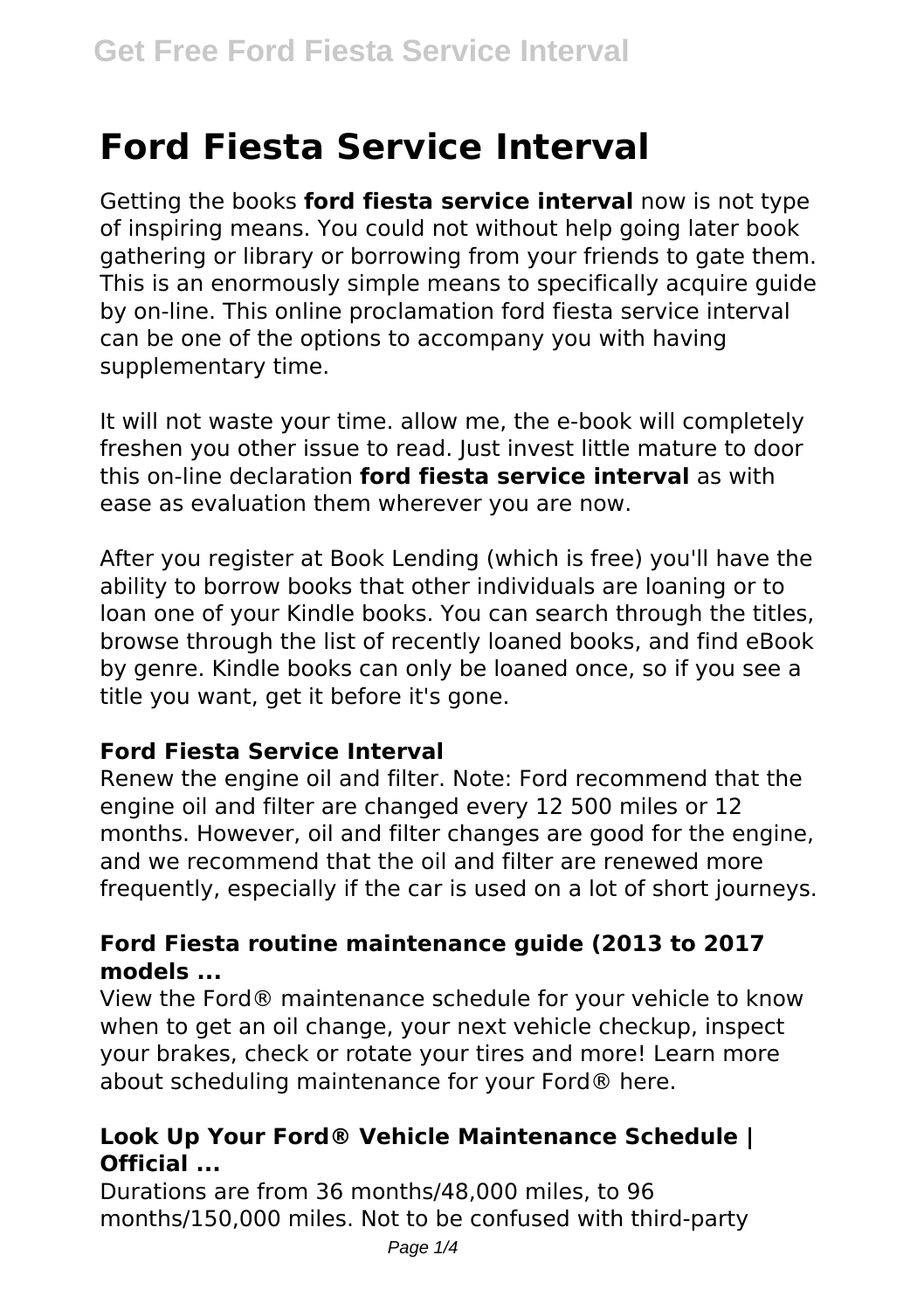# Ford Fiesta Service Interval

Getting the books **ford fiesta service interval** now is not type of inspiring means. You could not without help going later book gathering or library or borrowing from your friends to gate them. This is an enormously simple means to specifically acquire guide by on-line. This online proclamation ford fiesta service interval can be one of the options to accompany you with having supplementary time.

It will not waste your time. allow me, the e-book will completely freshen you other issue to read. Just invest little mature to door this on-line declaration **ford fiesta service interval** as with ease as evaluation them wherever you are now.

After you register at Book Lending (which is free) you'll have the ability to borrow books that other individuals are loaning or to loan one of your Kindle books. You can search through the titles, browse through the list of recently loaned books, and find eBook by genre. Kindle books can only be loaned once, so if you see a title you want, get it before it's gone.

### Ford Fiesta Service Interval

Renew the engine oil and filter. Note: Ford recommend that the engine oil and filter are changed every 12 500 miles or 12 months. However, oil and filter changes are good for the engine, and we recommend that the oil and filter are renewed more frequently, especially if the car is used on a lot of short journeys.

### Ford Fiesta routine maintenance guide (2013 to 2017 models ...

View the Ford® maintenance schedule for your vehicle to know when to get an oil change, your next vehicle checkup, inspect your brakes, check or rotate your tires and more! Learn more about scheduling maintenance for your Ford® here.

### Look Up Your Ford® Vehicle Maintenance Schedule | Official ...

Durations are from 36 months/48,000 miles, to 96 months/150,000 miles. Not to be confused with third-party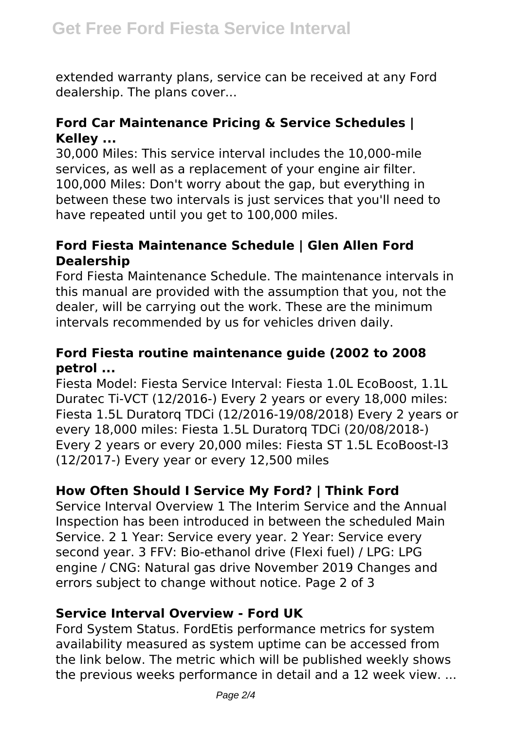extended warranty plans, service can be received at any Ford dealership. The plans cover...

### Ford Car Maintenance Pricing & Service Schedules | Kelley ...

30,000 Miles: This service interval includes the 10,000-mile services, as well as a replacement of your engine air filter. 100,000 Miles: Don't worry about the gap, but everything in between these two intervals is just services that you'll need to have repeated until you get to 100,000 miles.

### Ford Fiesta Maintenance Schedule | Glen Allen Ford Dealership

Ford Fiesta Maintenance Schedule. The maintenance intervals in this manual are provided with the assumption that you, not the dealer, will be carrying out the work. These are the minimum intervals recommended by us for vehicles driven daily.

### Ford Fiesta routine maintenance guide (2002 to 2008 petrol ...

Fiesta Model: Fiesta Service Interval: Fiesta 1.0L EcoBoost, 1.1L Duratec Ti-VCT (12/2016-) Every 2 years or every 18,000 miles: Fiesta 1.5L Duratorq TDCi (12/2016-19/08/2018) Every 2 years or every 18,000 miles: Fiesta 1.5L Duratorq TDCi (20/08/2018-) Every 2 years or every 20,000 miles: Fiesta ST 1.5L EcoBoost-I3 (12/2017-) Every year or every 12,500 miles

### How Often Should I Service My Ford? | Think Ford

Service Interval Overview 1 The Interim Service and the Annual Inspection has been introduced in between the scheduled Main Service. 2 1 Year: Service every year. 2 Year: Service every second year. 3 FFV: Bio-ethanol drive (Flexi fuel) / LPG: LPG engine / CNG: Natural gas drive November 2019 Changes and errors subject to change without notice. Page 2 of 3

### Service Interval Overview - Ford UK

Ford System Status. FordEtis performance metrics for system availability measured as system uptime can be accessed from the link below. The metric which will be published weekly shows the previous weeks performance in detail and a 12 week view. ...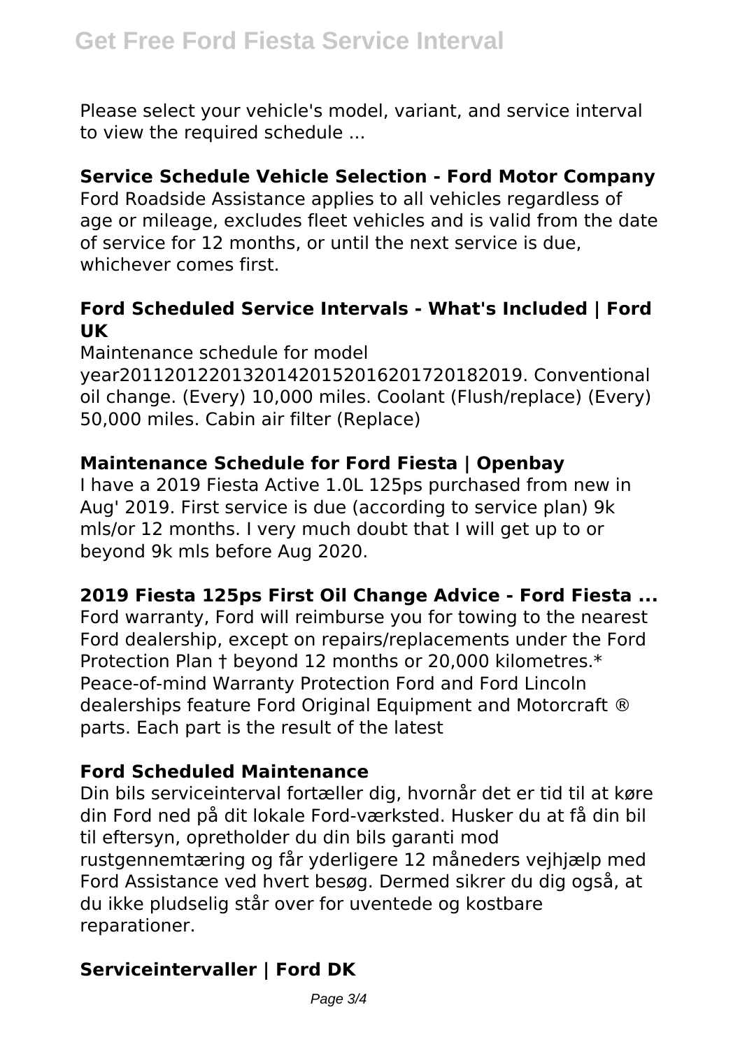Please select your vehicle's model, variant, and service interval to view the required schedule ...

**Service Schedule Vehicle Selection - Ford Motor Company**

Ford Roadside Assistance applies to all vehicles regardless of age or mileage, excludes fleet vehicles and is valid from the date of service for 12 months, or until the next service is due, whichever comes first.

**Ford Scheduled Service Intervals - What's Included | Ford UK**

Maintenance schedule for model year201120122013201420152016201720182019. Conventional oil change. (Every) 10,000 miles. Coolant (Flush/replace) (Every) 50,000 miles. Cabin air filter (Replace)

**Maintenance Schedule for Ford Fiesta | Openbay**

I have a 2019 Fiesta Active 1.0L 125ps purchased from new in Aug' 2019. First service is due (according to service plan) 9k mls/or 12 months. I very much doubt that I will get up to or beyond 9k mls before Aug 2020.

**2019 Fiesta 125ps First Oil Change Advice - Ford Fiesta ...**

Ford warranty, Ford will reimburse you for towing to the nearest Ford dealership, except on repairs/replacements under the Ford Protection Plan † beyond 12 months or 20,000 kilometres.* Peace-of-mind Warranty Protection Ford and Ford Lincoln dealerships feature Ford Original Equipment and Motorcraft ® parts. Each part is the result of the latest

**Ford Scheduled Maintenance**

Din bils serviceinterval fortæller dig, hvornår det er tid til at køre din Ford ned på dit lokale Ford-værksted. Husker du at få din bil til eftersyn, opretholder du din bils garanti mod rustgennemtæring og får yderligere 12 måneders vejhjælp med Ford Assistance ved hvert besøg. Dermed sikrer du dig også, at du ikke pludselig står over for uventede og kostbare reparationer.

**Serviceintervaller | Ford DK**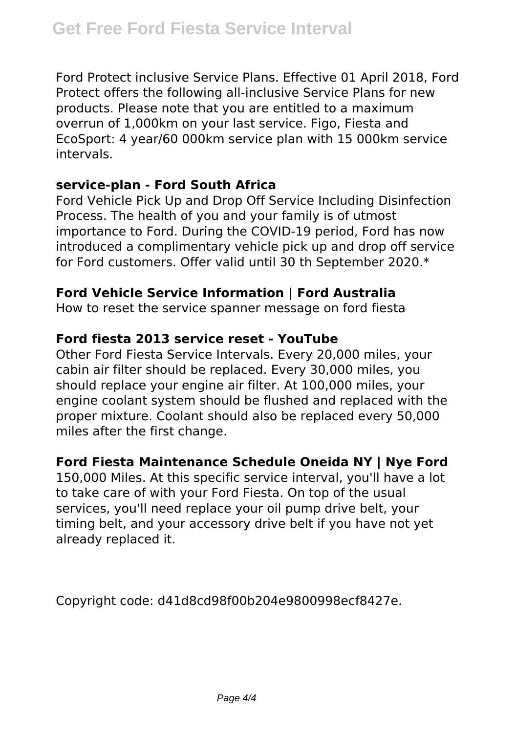Ford Protect inclusive Service Plans. Effective 01 April 2018, Ford Protect offers the following all-inclusive Service Plans for new products. Please note that you are entitled to a maximum overrun of 1,000km on your last service. Figo, Fiesta and EcoSport: 4 year/60 000km service plan with 15 000km service intervals.

**service-plan - Ford South Africa**

Ford Vehicle Pick Up and Drop Off Service Including Disinfection Process. The health of you and your family is of utmost importance to Ford. During the COVID-19 period, Ford has now introduced a complimentary vehicle pick up and drop off service for Ford customers. Offer valid until 30 th September 2020.*

**Ford Vehicle Service Information | Ford Australia**

How to reset the service spanner message on ford fiesta

**Ford fiesta 2013 service reset - YouTube**

Other Ford Fiesta Service Intervals. Every 20,000 miles, your cabin air filter should be replaced. Every 30,000 miles, you should replace your engine air filter. At 100,000 miles, your engine coolant system should be flushed and replaced with the proper mixture. Coolant should also be replaced every 50,000 miles after the first change.

**Ford Fiesta Maintenance Schedule Oneida NY | Nye Ford**

150,000 Miles. At this specific service interval, you'll have a lot to take care of with your Ford Fiesta. On top of the usual services, you'll need replace your oil pump drive belt, your timing belt, and your accessory drive belt if you have not yet already replaced it.

Copyright code: d41d8cd98f00b204e9800998ecf8427e.